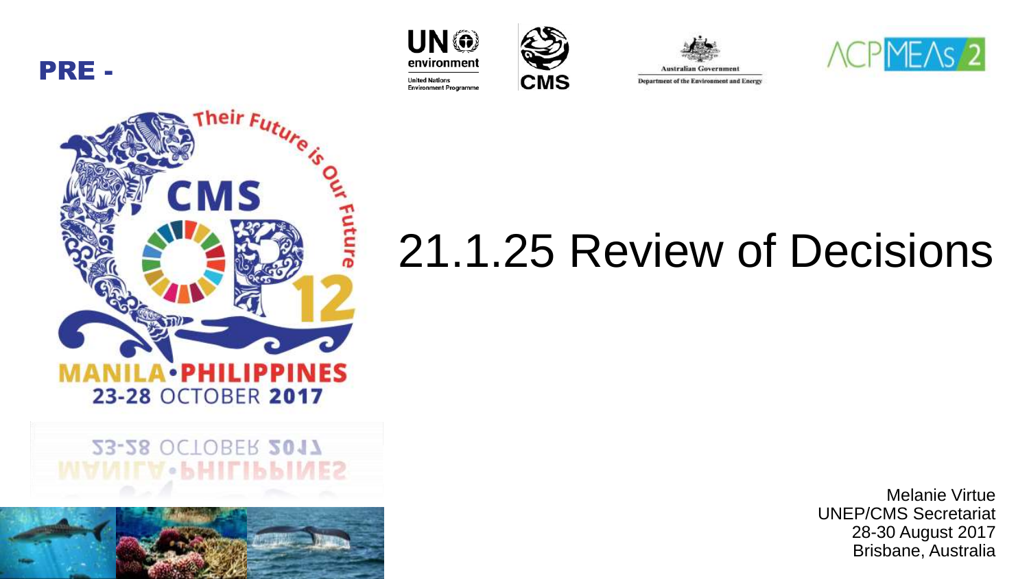PRE -

# 21.1.25 Review of Decisions

Melanie Virtue
UNEP/CMS Secretariat
28-30 August 2017
Brisbane, Australia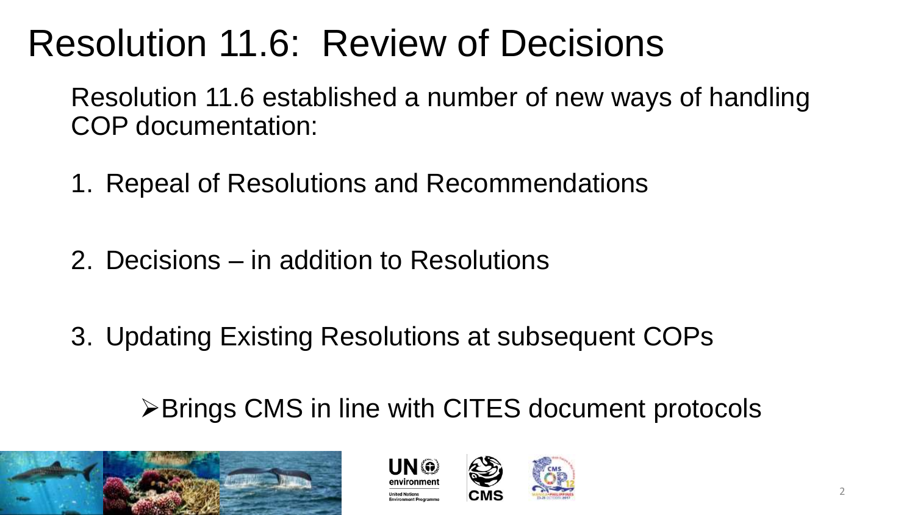# Resolution 11.6: Review of Decisions

Resolution 11.6 established a number of new ways of handling COP documentation:

1. Repeal of Resolutions and Recommendations
2. Decisions – in addition to Resolutions
3. Updating Existing Resolutions at subsequent COPs

- Brings CMS in line with CITES document protocols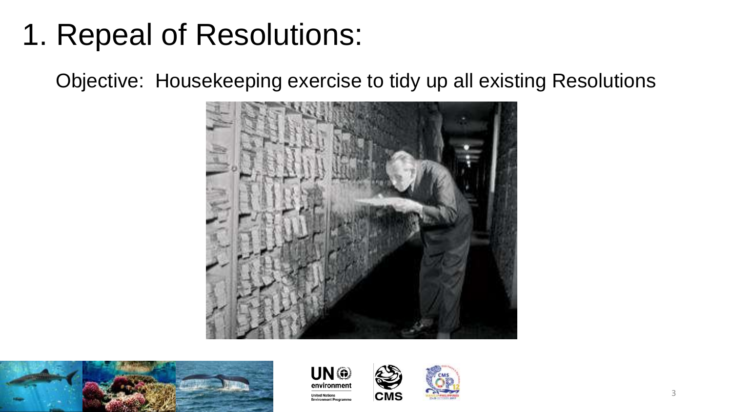# 1. Repeal of Resolutions:

Objective: Housekeeping exercise to tidy up all existing Resolutions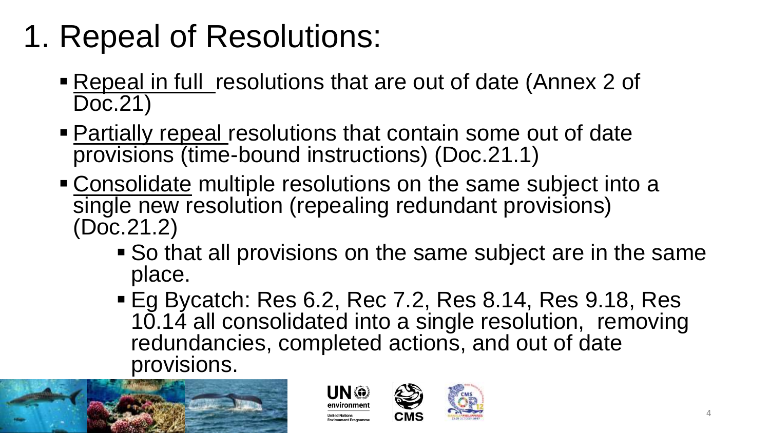# 1. Repeal of Resolutions:

- Repeal in full resolutions that are out of date (Annex 2 of Doc.21)
- Partially repeal resolutions that contain some out of date provisions (time-bound instructions) (Doc.21.1)
- Consolidate multiple resolutions on the same subject into a single new resolution (repealing redundant provisions) (Doc.21.2)
  - So that all provisions on the same subject are in the same place.
  - Eg Bycatch: Res 6.2, Rec 7.2, Res 8.14, Res 9.18, Res 10.14 all consolidated into a single resolution, removing redundancies, completed actions, and out of date provisions.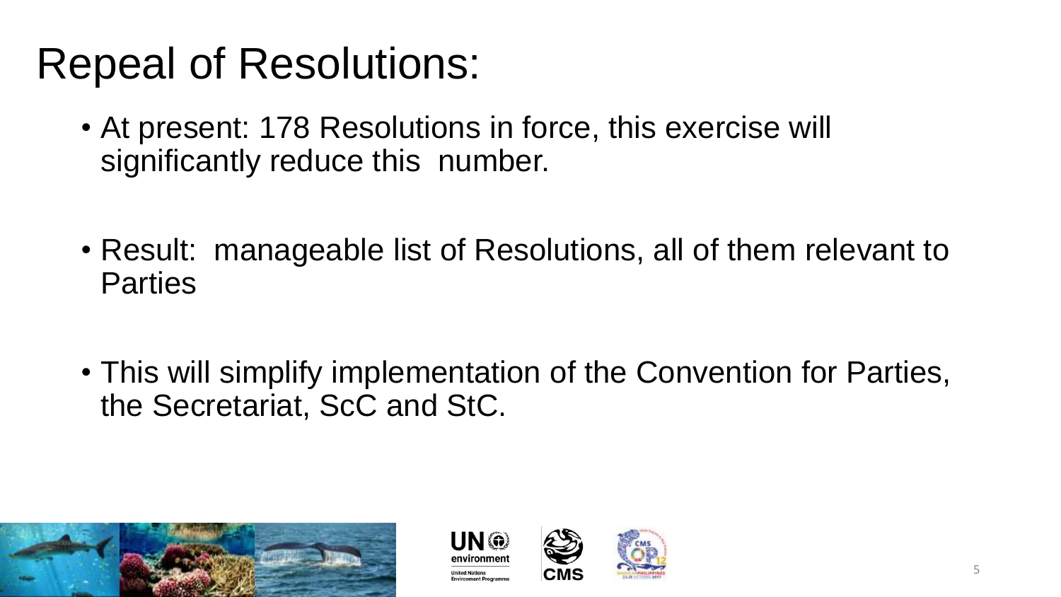# Repeal of Resolutions:

- At present: 178 Resolutions in force, this exercise will significantly reduce this number.
- Result: manageable list of Resolutions, all of them relevant to Parties
- This will simplify implementation of the Convention for Parties, the Secretariat, ScC and StC.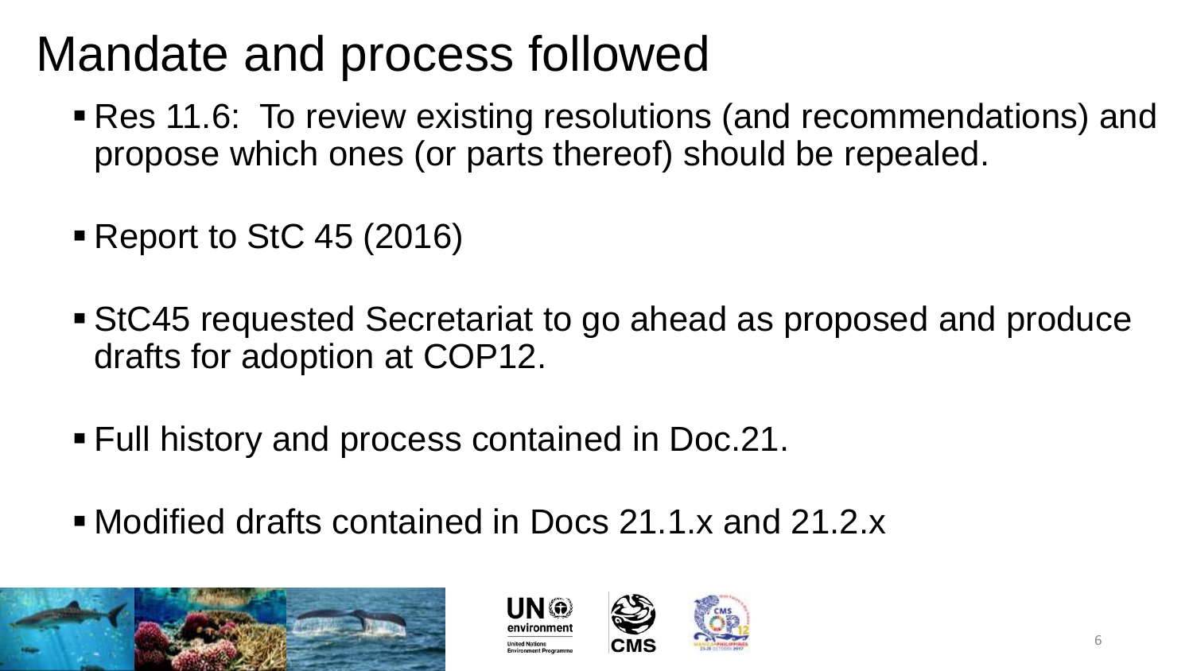# Mandate and process followed

- Res 11.6: To review existing resolutions (and recommendations) and propose which ones (or parts thereof) should be repealed.
- Report to StC 45 (2016)
- StC45 requested Secretariat to go ahead as proposed and produce drafts for adoption at COP12.
- Full history and process contained in Doc.21.
- Modified drafts contained in Docs 21.1.x and 21.2.x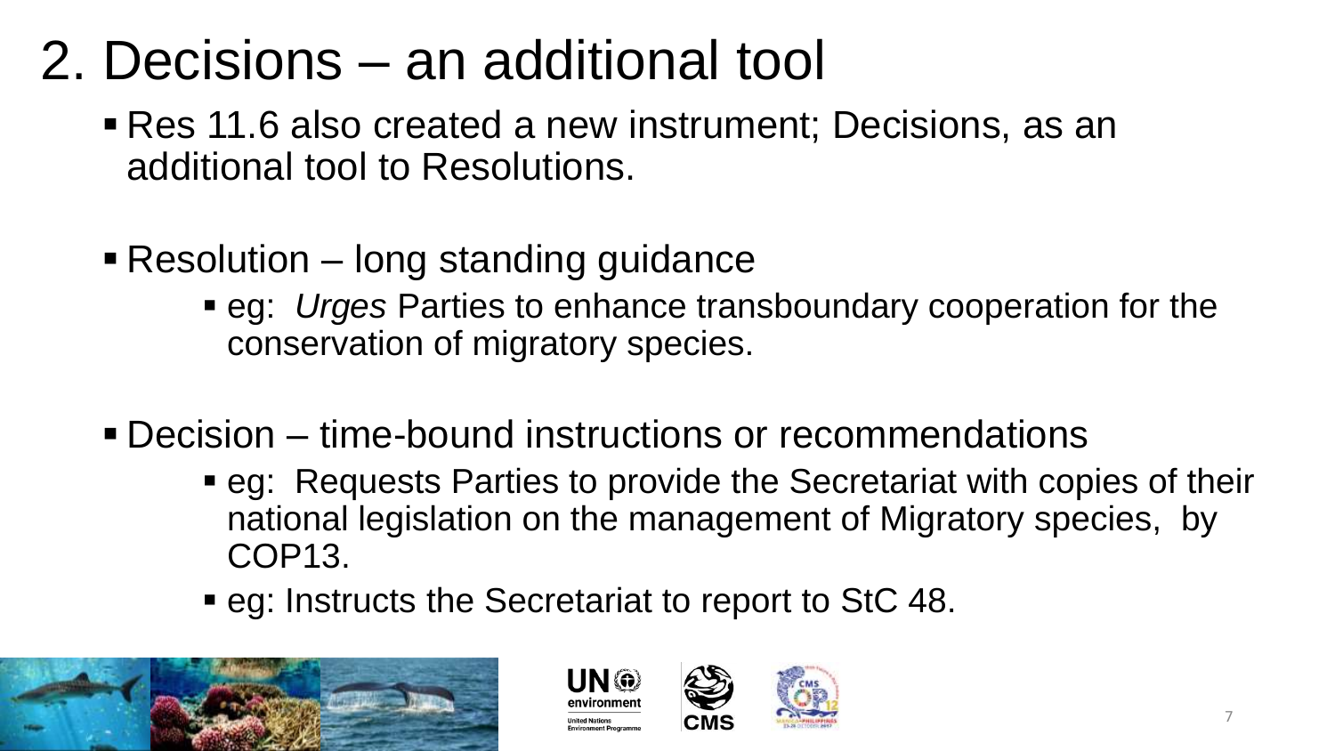# 2. Decisions – an additional tool

- Res 11.6 also created a new instrument; Decisions, as an additional tool to Resolutions.

- Resolution – long standing guidance
  - eg: *Urges* Parties to enhance transboundary cooperation for the conservation of migratory species.

- Decision – time-bound instructions or recommendations
  - eg: Requests Parties to provide the Secretariat with copies of their national legislation on the management of Migratory species, by COP13.
  - eg: Instructs the Secretariat to report to StC 48.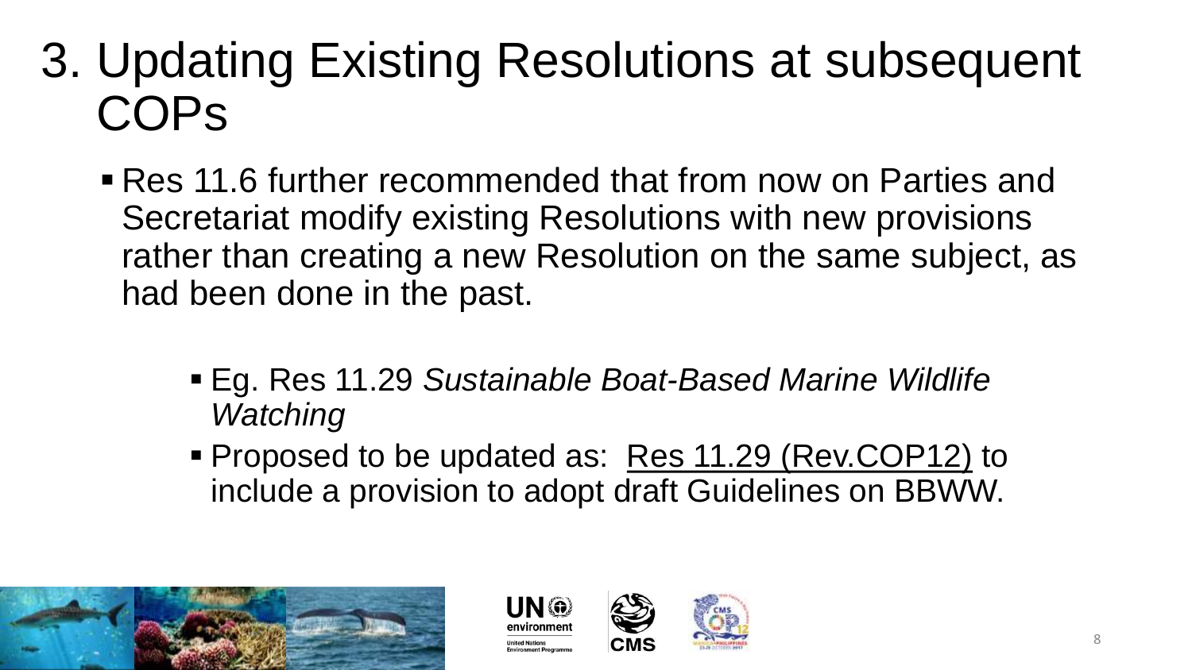# 3. Updating Existing Resolutions at subsequent COPs

- Res 11.6 further recommended that from now on Parties and Secretariat modify existing Resolutions with new provisions rather than creating a new Resolution on the same subject, as had been done in the past.
  - Eg. Res 11.29 *Sustainable Boat-Based Marine Wildlife Watching*
  - Proposed to be updated as: <u>Res 11.29 (Rev.COP12)</u> to include a provision to adopt draft Guidelines on BBWW.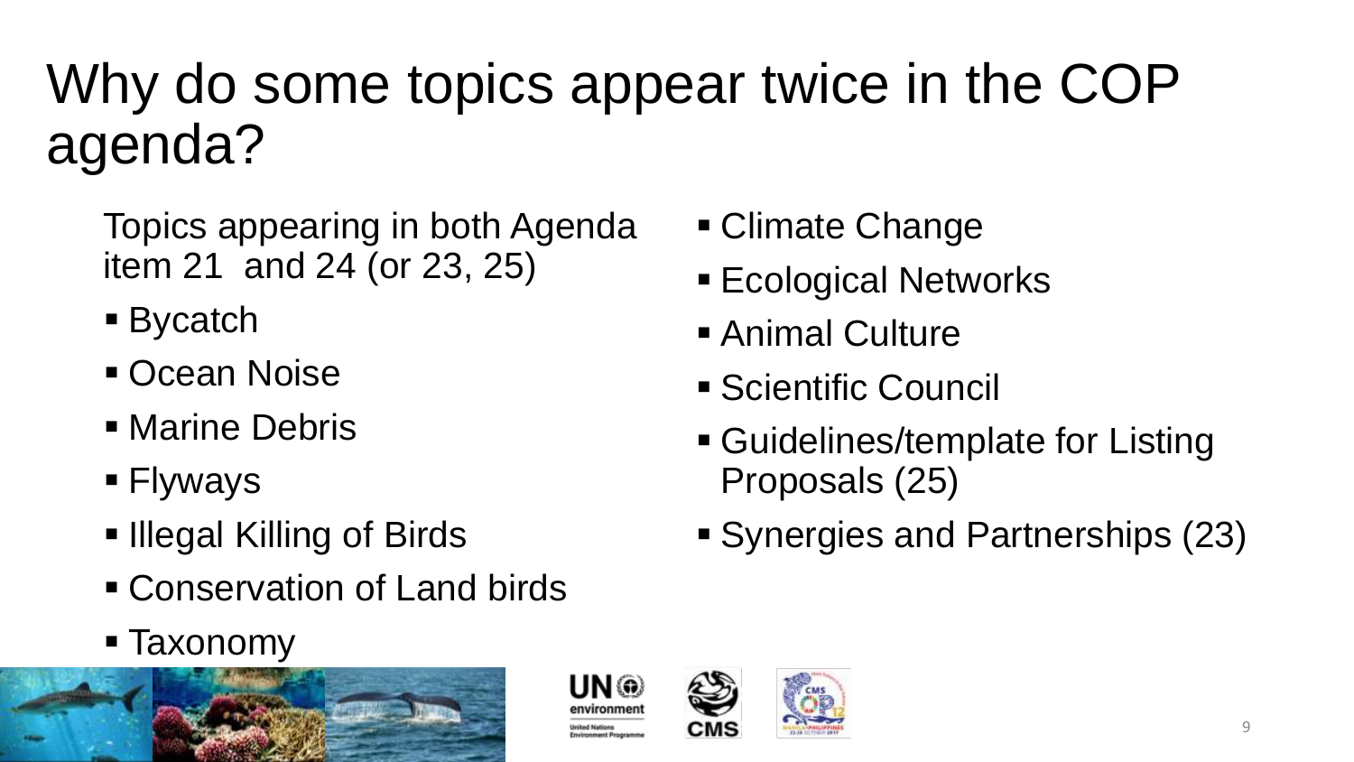# Why do some topics appear twice in the COP agenda?

Topics appearing in both Agenda item 21 and 24 (or 23, 25)

- Bycatch
- Ocean Noise
- Marine Debris
- Flyways
- Illegal Killing of Birds
- Conservation of Land birds
- Taxonomy
- Climate Change
- Ecological Networks
- Animal Culture
- Scientific Council
- Guidelines/template for Listing Proposals (25)
- Synergies and Partnerships (23)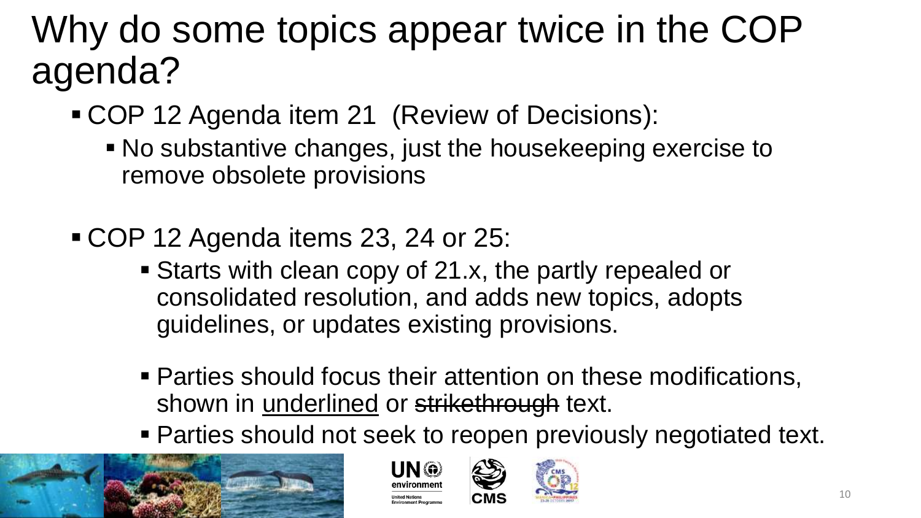# Why do some topics appear twice in the COP agenda?

- COP 12 Agenda item 21 (Review of Decisions):
  - No substantive changes, just the housekeeping exercise to remove obsolete provisions

- COP 12 Agenda items 23, 24 or 25:
  - Starts with clean copy of 21.x, the partly repealed or consolidated resolution, and adds new topics, adopts guidelines, or updates existing provisions.
  - Parties should focus their attention on these modifications, shown in <u>underlined</u> or ~~strikethrough~~ text.
  - Parties should not seek to reopen previously negotiated text.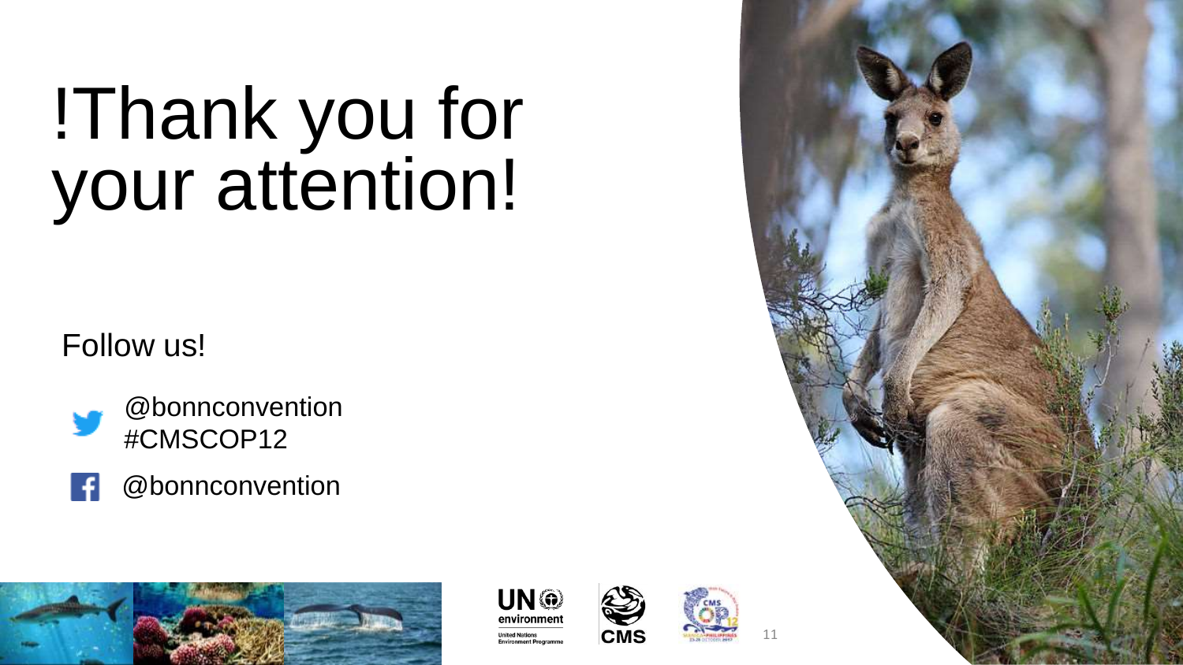# !Thank you for your attention!

Follow us!

@bonnconvention
#CMSCOP12

@bonnconvention